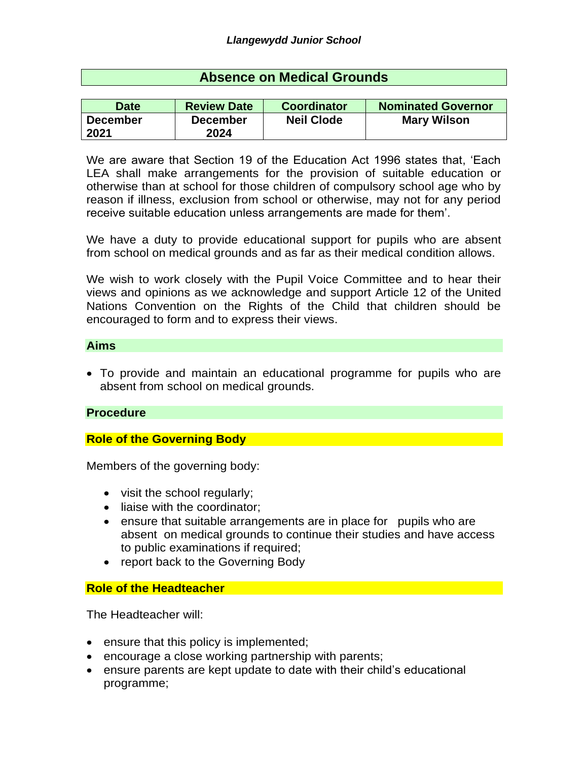*Llangewydd Junior School*

# Absence on Medical Grounds

| Date | Review Date | Coordinator | Nominated Governor |
|---|---|---|---|
| December 2021 | December 2024 | Neil Clode | Mary Wilson |

We are aware that Section 19 of the Education Act 1996 states that, 'Each LEA shall make arrangements for the provision of suitable education or otherwise than at school for those children of compulsory school age who by reason if illness, exclusion from school or otherwise, may not for any period receive suitable education unless arrangements are made for them'.

We have a duty to provide educational support for pupils who are absent from school on medical grounds and as far as their medical condition allows.

We wish to work closely with the Pupil Voice Committee and to hear their views and opinions as we acknowledge and support Article 12 of the United Nations Convention on the Rights of the Child that children should be encouraged to form and to express their views.

## Aims

- To provide and maintain an educational programme for pupils who are absent from school on medical grounds.

## Procedure

### Role of the Governing Body

Members of the governing body:

- visit the school regularly;
- liaise with the coordinator;
- ensure that suitable arrangements are in place for pupils who are absent on medical grounds to continue their studies and have access to public examinations if required;
- report back to the Governing Body

### Role of the Headteacher

The Headteacher will:

- ensure that this policy is implemented;
- encourage a close working partnership with parents;
- ensure parents are kept update to date with their child's educational programme;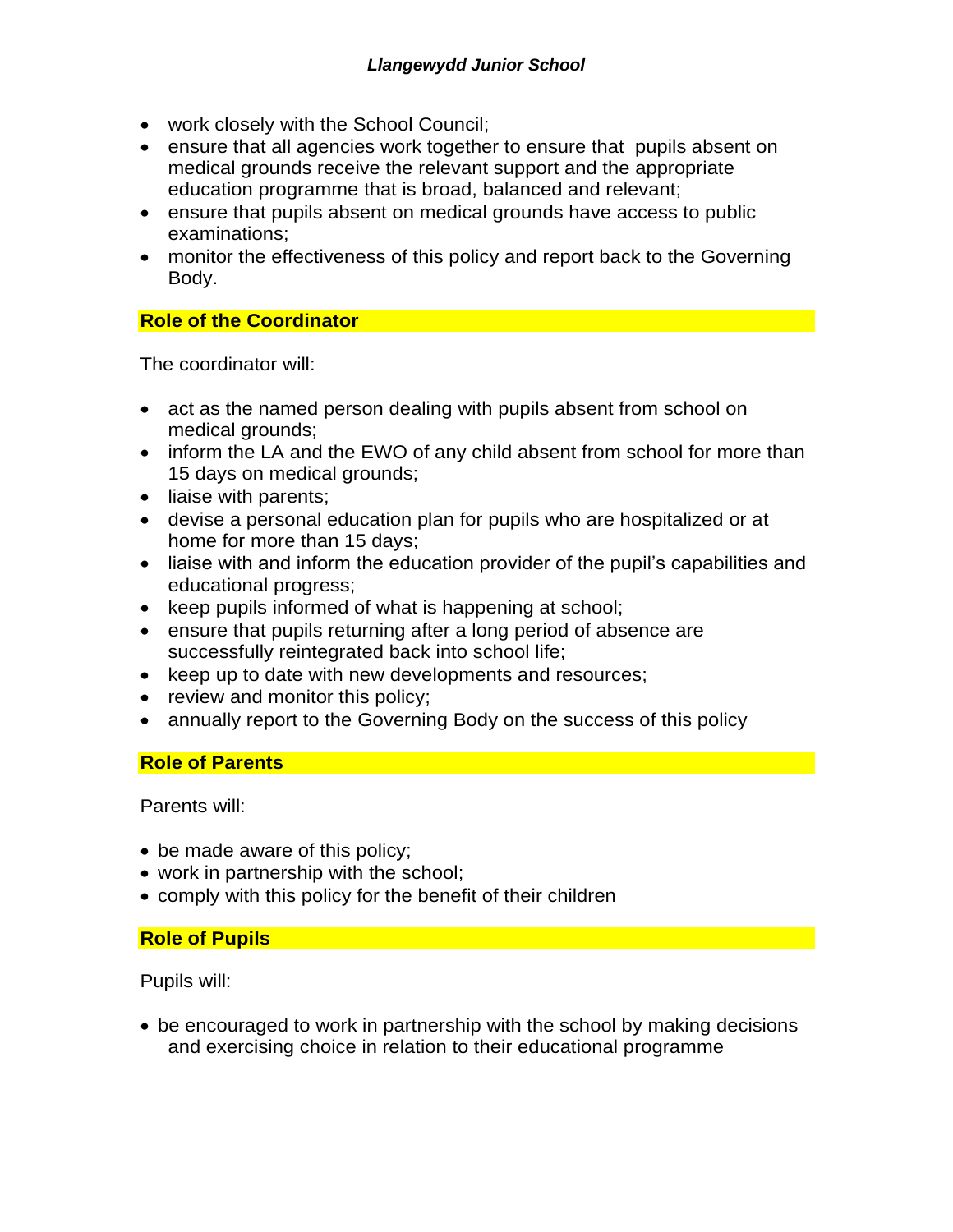- work closely with the School Council;
- ensure that all agencies work together to ensure that pupils absent on medical grounds receive the relevant support and the appropriate education programme that is broad, balanced and relevant;
- ensure that pupils absent on medical grounds have access to public examinations;
- monitor the effectiveness of this policy and report back to the Governing Body.

## Role of the Coordinator

The coordinator will:

- act as the named person dealing with pupils absent from school on medical grounds;
- inform the LA and the EWO of any child absent from school for more than 15 days on medical grounds;
- liaise with parents;
- devise a personal education plan for pupils who are hospitalized or at home for more than 15 days;
- liaise with and inform the education provider of the pupil's capabilities and educational progress;
- keep pupils informed of what is happening at school;
- ensure that pupils returning after a long period of absence are successfully reintegrated back into school life;
- keep up to date with new developments and resources;
- review and monitor this policy;
- annually report to the Governing Body on the success of this policy

## Role of Parents

Parents will:

- be made aware of this policy;
- work in partnership with the school;
- comply with this policy for the benefit of their children

## Role of Pupils

Pupils will:

- be encouraged to work in partnership with the school by making decisions and exercising choice in relation to their educational programme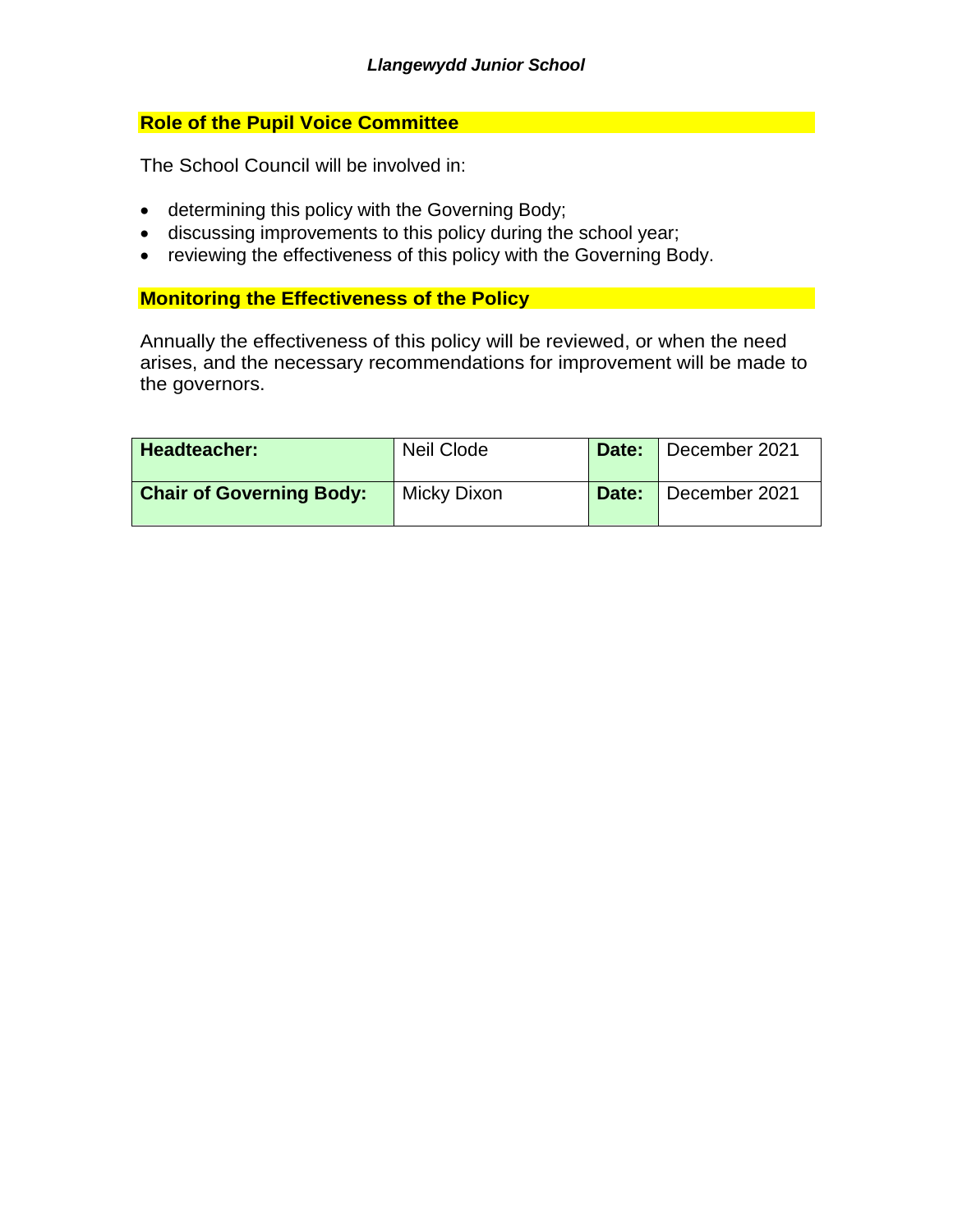## Role of the Pupil Voice Committee

The School Council will be involved in:

- determining this policy with the Governing Body;
- discussing improvements to this policy during the school year;
- reviewing the effectiveness of this policy with the Governing Body.

## Monitoring the Effectiveness of the Policy

Annually the effectiveness of this policy will be reviewed, or when the need arises, and the necessary recommendations for improvement will be made to the governors.

| | | | |
|---|---|---|---|
| **Headteacher:** | Neil Clode | **Date:** | December 2021 |
| **Chair of Governing Body:** | Micky Dixon | **Date:** | December 2021 |